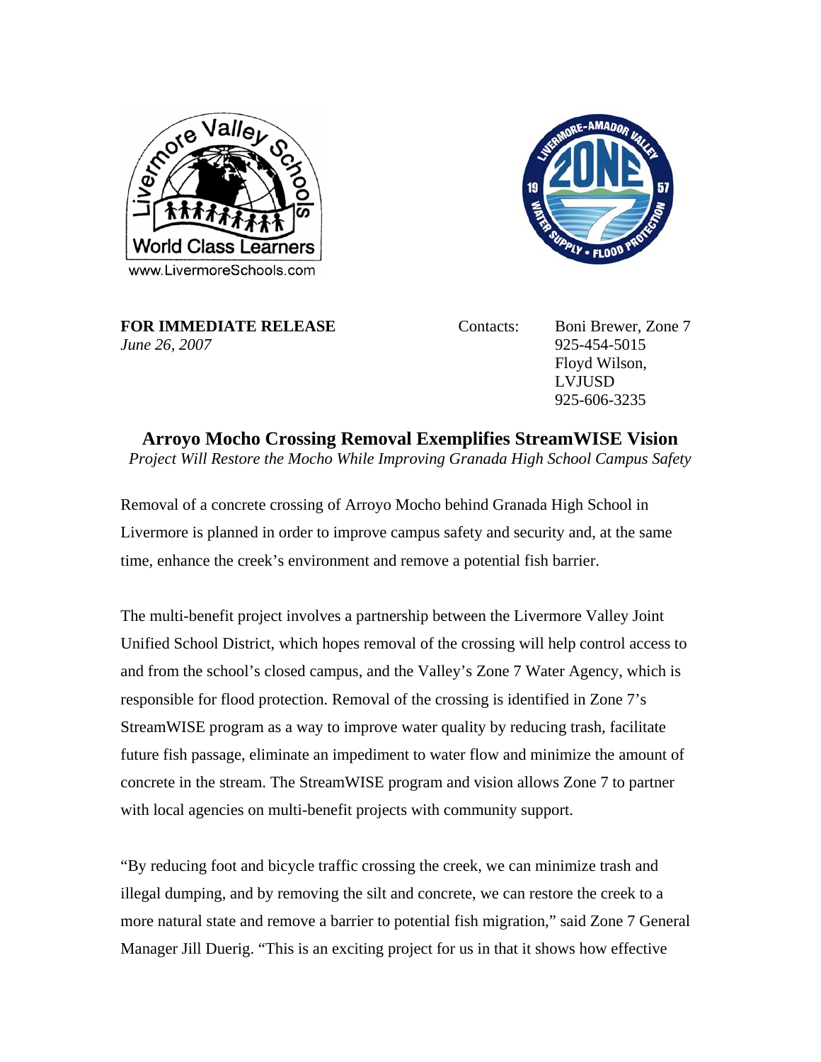**FOR IMMEDIATE RELEASE**
*June 26, 2007*

Contacts: Boni Brewer, Zone 7
925-454-5015
Floyd Wilson, LVJUSD
925-606-3235

## Arroyo Mocho Crossing Removal Exemplifies StreamWISE Vision

*Project Will Restore the Mocho While Improving Granada High School Campus Safety*

Removal of a concrete crossing of Arroyo Mocho behind Granada High School in Livermore is planned in order to improve campus safety and security and, at the same time, enhance the creek's environment and remove a potential fish barrier.

The multi-benefit project involves a partnership between the Livermore Valley Joint Unified School District, which hopes removal of the crossing will help control access to and from the school's closed campus, and the Valley's Zone 7 Water Agency, which is responsible for flood protection. Removal of the crossing is identified in Zone 7's StreamWISE program as a way to improve water quality by reducing trash, facilitate future fish passage, eliminate an impediment to water flow and minimize the amount of concrete in the stream. The StreamWISE program and vision allows Zone 7 to partner with local agencies on multi-benefit projects with community support.

"By reducing foot and bicycle traffic crossing the creek, we can minimize trash and illegal dumping, and by removing the silt and concrete, we can restore the creek to a more natural state and remove a barrier to potential fish migration," said Zone 7 General Manager Jill Duerig. "This is an exciting project for us in that it shows how effective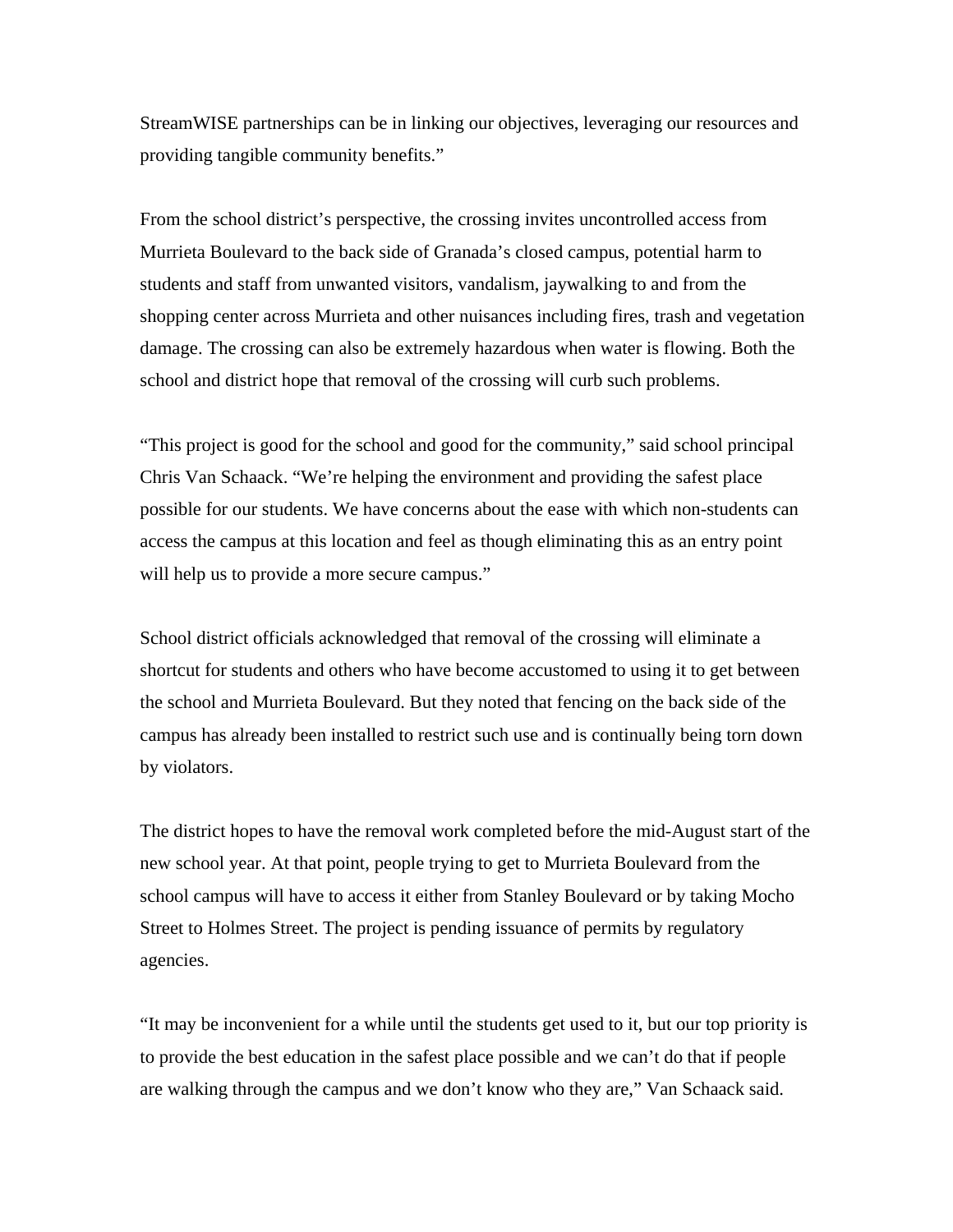StreamWISE partnerships can be in linking our objectives, leveraging our resources and providing tangible community benefits."

From the school district's perspective, the crossing invites uncontrolled access from Murrieta Boulevard to the back side of Granada's closed campus, potential harm to students and staff from unwanted visitors, vandalism, jaywalking to and from the shopping center across Murrieta and other nuisances including fires, trash and vegetation damage. The crossing can also be extremely hazardous when water is flowing. Both the school and district hope that removal of the crossing will curb such problems.

"This project is good for the school and good for the community," said school principal Chris Van Schaack. "We're helping the environment and providing the safest place possible for our students. We have concerns about the ease with which non-students can access the campus at this location and feel as though eliminating this as an entry point will help us to provide a more secure campus."

School district officials acknowledged that removal of the crossing will eliminate a shortcut for students and others who have become accustomed to using it to get between the school and Murrieta Boulevard. But they noted that fencing on the back side of the campus has already been installed to restrict such use and is continually being torn down by violators.

The district hopes to have the removal work completed before the mid-August start of the new school year. At that point, people trying to get to Murrieta Boulevard from the school campus will have to access it either from Stanley Boulevard or by taking Mocho Street to Holmes Street. The project is pending issuance of permits by regulatory agencies.

"It may be inconvenient for a while until the students get used to it, but our top priority is to provide the best education in the safest place possible and we can't do that if people are walking through the campus and we don't know who they are," Van Schaack said.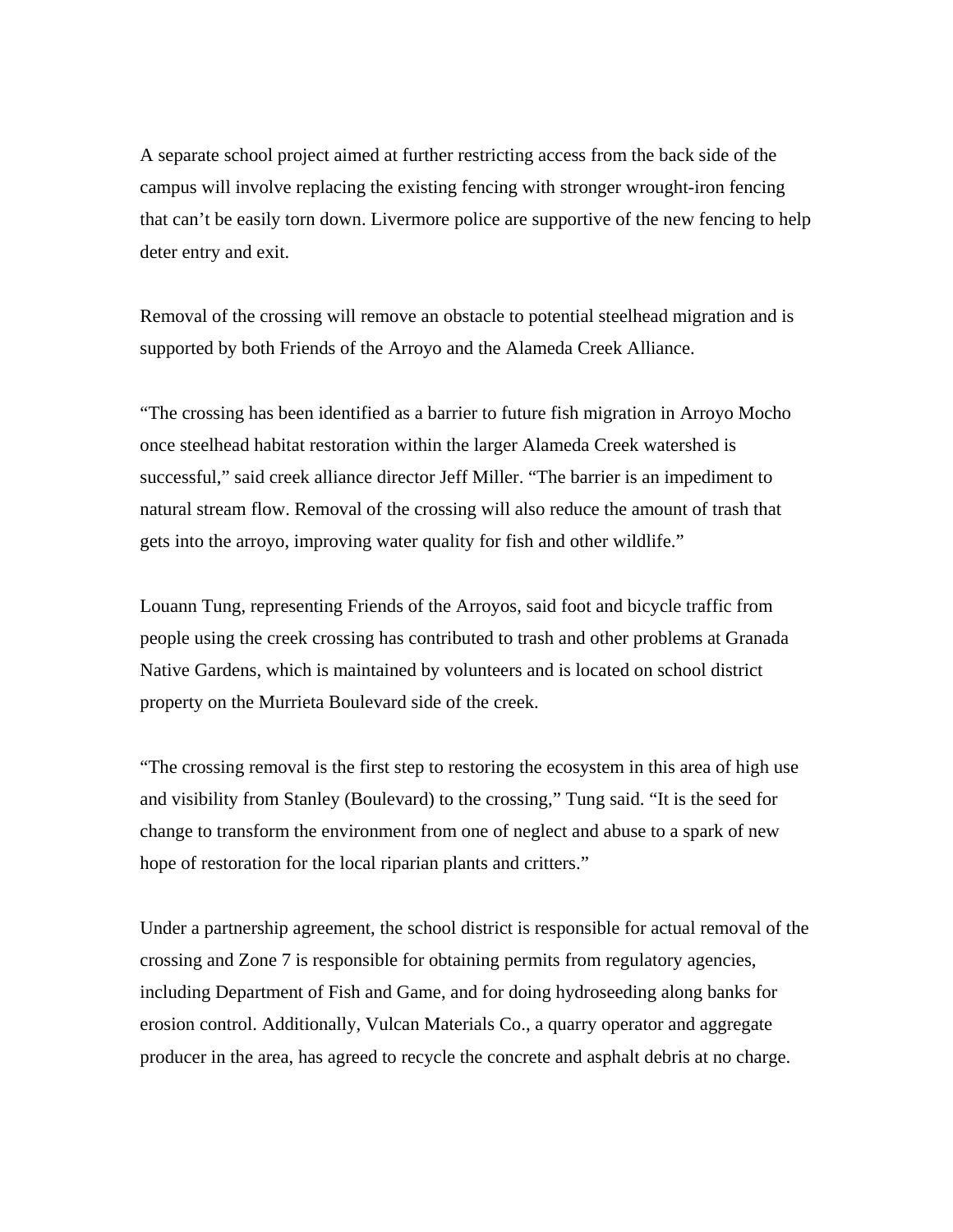A separate school project aimed at further restricting access from the back side of the campus will involve replacing the existing fencing with stronger wrought-iron fencing that can’t be easily torn down. Livermore police are supportive of the new fencing to help deter entry and exit.

Removal of the crossing will remove an obstacle to potential steelhead migration and is supported by both Friends of the Arroyo and the Alameda Creek Alliance.

“The crossing has been identified as a barrier to future fish migration in Arroyo Mocho once steelhead habitat restoration within the larger Alameda Creek watershed is successful,” said creek alliance director Jeff Miller. “The barrier is an impediment to natural stream flow. Removal of the crossing will also reduce the amount of trash that gets into the arroyo, improving water quality for fish and other wildlife.”

Louann Tung, representing Friends of the Arroyos, said foot and bicycle traffic from people using the creek crossing has contributed to trash and other problems at Granada Native Gardens, which is maintained by volunteers and is located on school district property on the Murrieta Boulevard side of the creek.

“The crossing removal is the first step to restoring the ecosystem in this area of high use and visibility from Stanley (Boulevard) to the crossing,” Tung said. “It is the seed for change to transform the environment from one of neglect and abuse to a spark of new hope of restoration for the local riparian plants and critters.”

Under a partnership agreement, the school district is responsible for actual removal of the crossing and Zone 7 is responsible for obtaining permits from regulatory agencies, including Department of Fish and Game, and for doing hydroseeding along banks for erosion control. Additionally, Vulcan Materials Co., a quarry operator and aggregate producer in the area, has agreed to recycle the concrete and asphalt debris at no charge.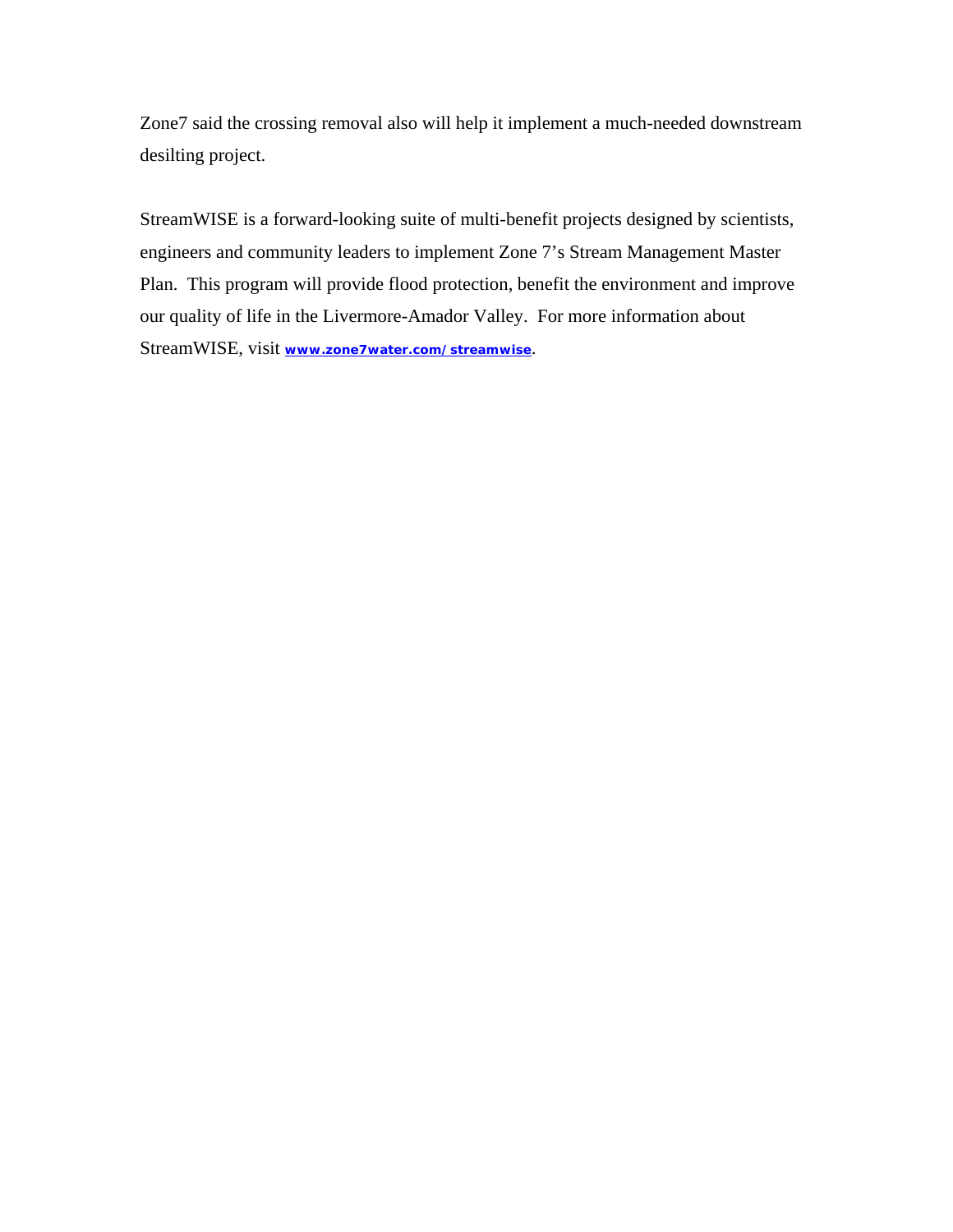Zone7 said the crossing removal also will help it implement a much-needed downstream desilting project.

StreamWISE is a forward-looking suite of multi-benefit projects designed by scientists, engineers and community leaders to implement Zone 7's Stream Management Master Plan. This program will provide flood protection, benefit the environment and improve our quality of life in the Livermore-Amador Valley. For more information about StreamWISE, visit **www.zone7water.com/streamwise**.